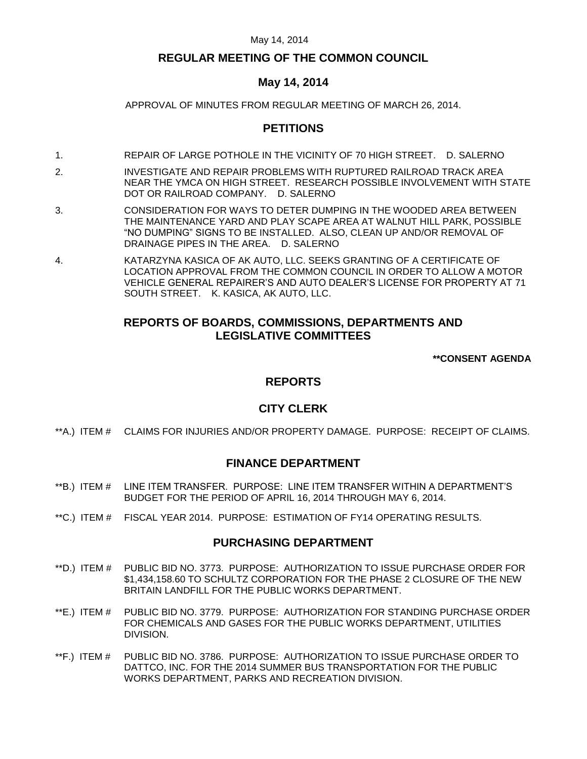# REGULAR MEETING OF THE COMMON COUNCIL

## May 14, 2014

APPROVAL OF MINUTES FROM REGULAR MEETING OF MARCH 26, 2014.

## PETITIONS

1. REPAIR OF LARGE POTHOLE IN THE VICINITY OF 70 HIGH STREET. D. SALERNO
2. INVESTIGATE AND REPAIR PROBLEMS WITH RUPTURED RAILROAD TRACK AREA NEAR THE YMCA ON HIGH STREET. RESEARCH POSSIBLE INVOLVEMENT WITH STATE DOT OR RAILROAD COMPANY. D. SALERNO
3. CONSIDERATION FOR WAYS TO DETER DUMPING IN THE WOODED AREA BETWEEN THE MAINTENANCE YARD AND PLAY SCAPE AREA AT WALNUT HILL PARK, POSSIBLE "NO DUMPING" SIGNS TO BE INSTALLED. ALSO, CLEAN UP AND/OR REMOVAL OF DRAINAGE PIPES IN THE AREA. D. SALERNO
4. KATARZYNA KASICA OF AK AUTO, LLC. SEEKS GRANTING OF A CERTIFICATE OF LOCATION APPROVAL FROM THE COMMON COUNCIL IN ORDER TO ALLOW A MOTOR VEHICLE GENERAL REPAIRER'S AND AUTO DEALER'S LICENSE FOR PROPERTY AT 71 SOUTH STREET. K. KASICA, AK AUTO, LLC.

## REPORTS OF BOARDS, COMMISSIONS, DEPARTMENTS AND LEGISLATIVE COMMITTEES

**\*\*CONSENT AGENDA**

## REPORTS

## CITY CLERK

**A.) ITEM # CLAIMS FOR INJURIES AND/OR PROPERTY DAMAGE. PURPOSE: RECEIPT OF CLAIMS.

## FINANCE DEPARTMENT

**B.) ITEM # LINE ITEM TRANSFER. PURPOSE: LINE ITEM TRANSFER WITHIN A DEPARTMENT'S BUDGET FOR THE PERIOD OF APRIL 16, 2014 THROUGH MAY 6, 2014.

**C.) ITEM # FISCAL YEAR 2014. PURPOSE: ESTIMATION OF FY14 OPERATING RESULTS.

## PURCHASING DEPARTMENT

**D.) ITEM # PUBLIC BID NO. 3773. PURPOSE: AUTHORIZATION TO ISSUE PURCHASE ORDER FOR $1,434,158.60 TO SCHULTZ CORPORATION FOR THE PHASE 2 CLOSURE OF THE NEW BRITAIN LANDFILL FOR THE PUBLIC WORKS DEPARTMENT.

**E.) ITEM # PUBLIC BID NO. 3779. PURPOSE: AUTHORIZATION FOR STANDING PURCHASE ORDER FOR CHEMICALS AND GASES FOR THE PUBLIC WORKS DEPARTMENT, UTILITIES DIVISION.

**F.) ITEM # PUBLIC BID NO. 3786. PURPOSE: AUTHORIZATION TO ISSUE PURCHASE ORDER TO DATTCO, INC. FOR THE 2014 SUMMER BUS TRANSPORTATION FOR THE PUBLIC WORKS DEPARTMENT, PARKS AND RECREATION DIVISION.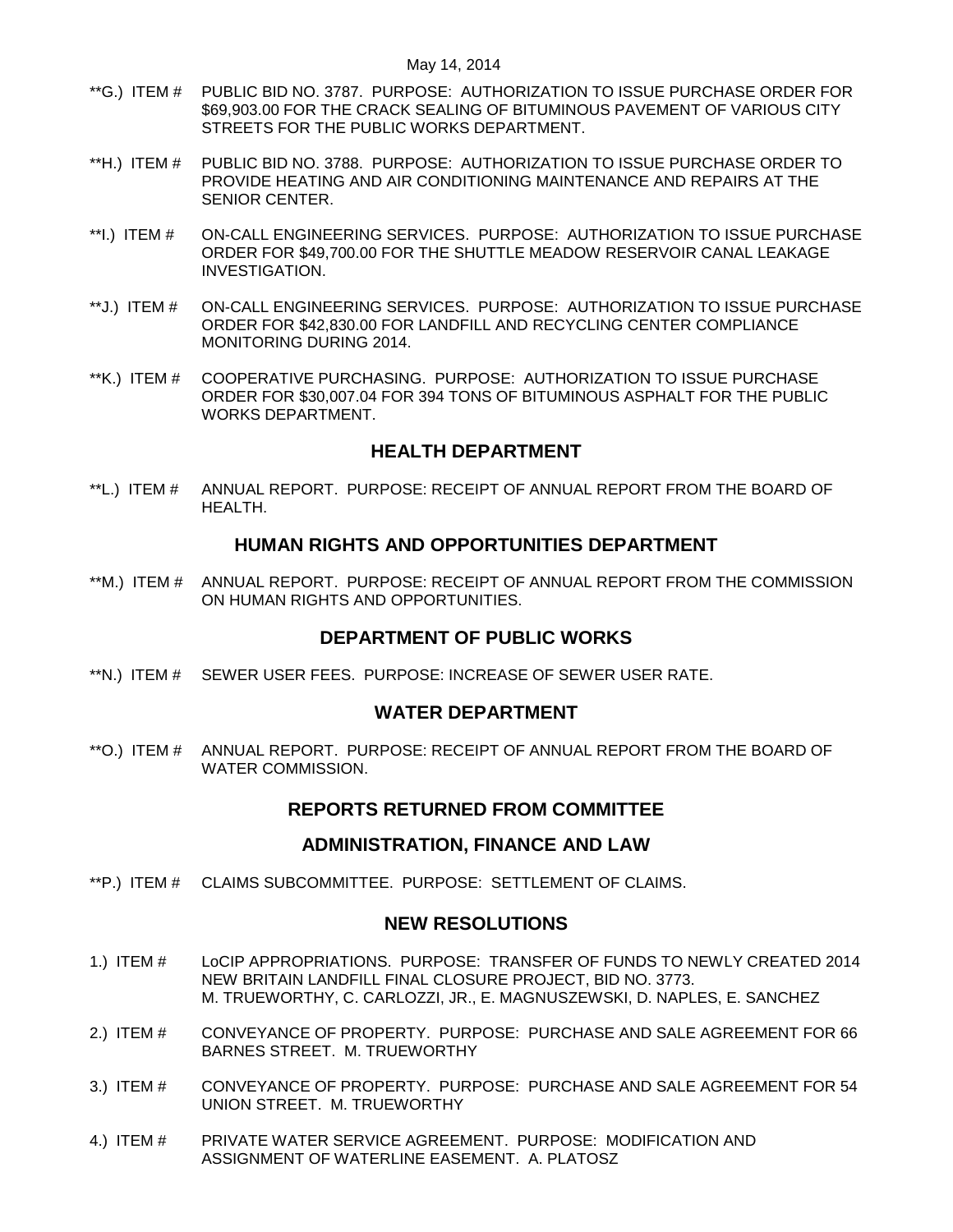**G.) ITEM # PUBLIC BID NO. 3787. PURPOSE: AUTHORIZATION TO ISSUE PURCHASE ORDER FOR $69,903.00 FOR THE CRACK SEALING OF BITUMINOUS PAVEMENT OF VARIOUS CITY STREETS FOR THE PUBLIC WORKS DEPARTMENT.

**H.) ITEM # PUBLIC BID NO. 3788. PURPOSE: AUTHORIZATION TO ISSUE PURCHASE ORDER TO PROVIDE HEATING AND AIR CONDITIONING MAINTENANCE AND REPAIRS AT THE SENIOR CENTER.

**I.) ITEM # ON-CALL ENGINEERING SERVICES. PURPOSE: AUTHORIZATION TO ISSUE PURCHASE ORDER FOR $49,700.00 FOR THE SHUTTLE MEADOW RESERVOIR CANAL LEAKAGE INVESTIGATION.

**J.) ITEM # ON-CALL ENGINEERING SERVICES. PURPOSE: AUTHORIZATION TO ISSUE PURCHASE ORDER FOR $42,830.00 FOR LANDFILL AND RECYCLING CENTER COMPLIANCE MONITORING DURING 2014.

**K.) ITEM # COOPERATIVE PURCHASING. PURPOSE: AUTHORIZATION TO ISSUE PURCHASE ORDER FOR $30,007.04 FOR 394 TONS OF BITUMINOUS ASPHALT FOR THE PUBLIC WORKS DEPARTMENT.

## HEALTH DEPARTMENT

**L.) ITEM # ANNUAL REPORT. PURPOSE: RECEIPT OF ANNUAL REPORT FROM THE BOARD OF HEALTH.

## HUMAN RIGHTS AND OPPORTUNITIES DEPARTMENT

**M.) ITEM # ANNUAL REPORT. PURPOSE: RECEIPT OF ANNUAL REPORT FROM THE COMMISSION ON HUMAN RIGHTS AND OPPORTUNITIES.

## DEPARTMENT OF PUBLIC WORKS

**N.) ITEM # SEWER USER FEES. PURPOSE: INCREASE OF SEWER USER RATE.

## WATER DEPARTMENT

**O.) ITEM # ANNUAL REPORT. PURPOSE: RECEIPT OF ANNUAL REPORT FROM THE BOARD OF WATER COMMISSION.

## REPORTS RETURNED FROM COMMITTEE

## ADMINISTRATION, FINANCE AND LAW

**P.) ITEM # CLAIMS SUBCOMMITTEE. PURPOSE: SETTLEMENT OF CLAIMS.

## NEW RESOLUTIONS

1.) ITEM # LoCIP APPROPRIATIONS. PURPOSE: TRANSFER OF FUNDS TO NEWLY CREATED 2014 NEW BRITAIN LANDFILL FINAL CLOSURE PROJECT, BID NO. 3773. M. TRUEWORTHY, C. CARLOZZI, JR., E. MAGNUSZEWSKI, D. NAPLES, E. SANCHEZ

2.) ITEM # CONVEYANCE OF PROPERTY. PURPOSE: PURCHASE AND SALE AGREEMENT FOR 66 BARNES STREET. M. TRUEWORTHY

3.) ITEM # CONVEYANCE OF PROPERTY. PURPOSE: PURCHASE AND SALE AGREEMENT FOR 54 UNION STREET. M. TRUEWORTHY

4.) ITEM # PRIVATE WATER SERVICE AGREEMENT. PURPOSE: MODIFICATION AND ASSIGNMENT OF WATERLINE EASEMENT. A. PLATOSZ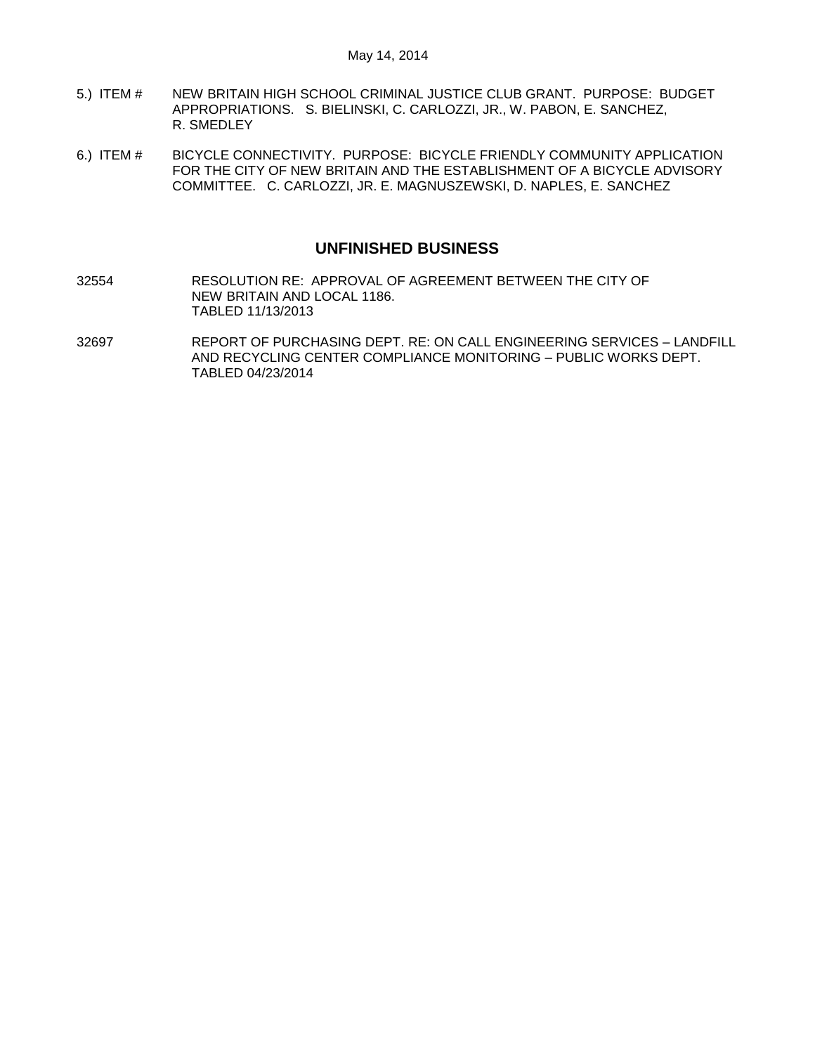5.) ITEM # NEW BRITAIN HIGH SCHOOL CRIMINAL JUSTICE CLUB GRANT. PURPOSE: BUDGET APPROPRIATIONS. S. BIELINSKI, C. CARLOZZI, JR., W. PABON, E. SANCHEZ, R. SMEDLEY

6.) ITEM # BICYCLE CONNECTIVITY. PURPOSE: BICYCLE FRIENDLY COMMUNITY APPLICATION FOR THE CITY OF NEW BRITAIN AND THE ESTABLISHMENT OF A BICYCLE ADVISORY COMMITTEE. C. CARLOZZI, JR. E. MAGNUSZEWSKI, D. NAPLES, E. SANCHEZ

## UNFINISHED BUSINESS

32554 RESOLUTION RE: APPROVAL OF AGREEMENT BETWEEN THE CITY OF NEW BRITAIN AND LOCAL 1186.
TABLED 11/13/2013

32697 REPORT OF PURCHASING DEPT. RE: ON CALL ENGINEERING SERVICES – LANDFILL AND RECYCLING CENTER COMPLIANCE MONITORING – PUBLIC WORKS DEPT.
TABLED 04/23/2014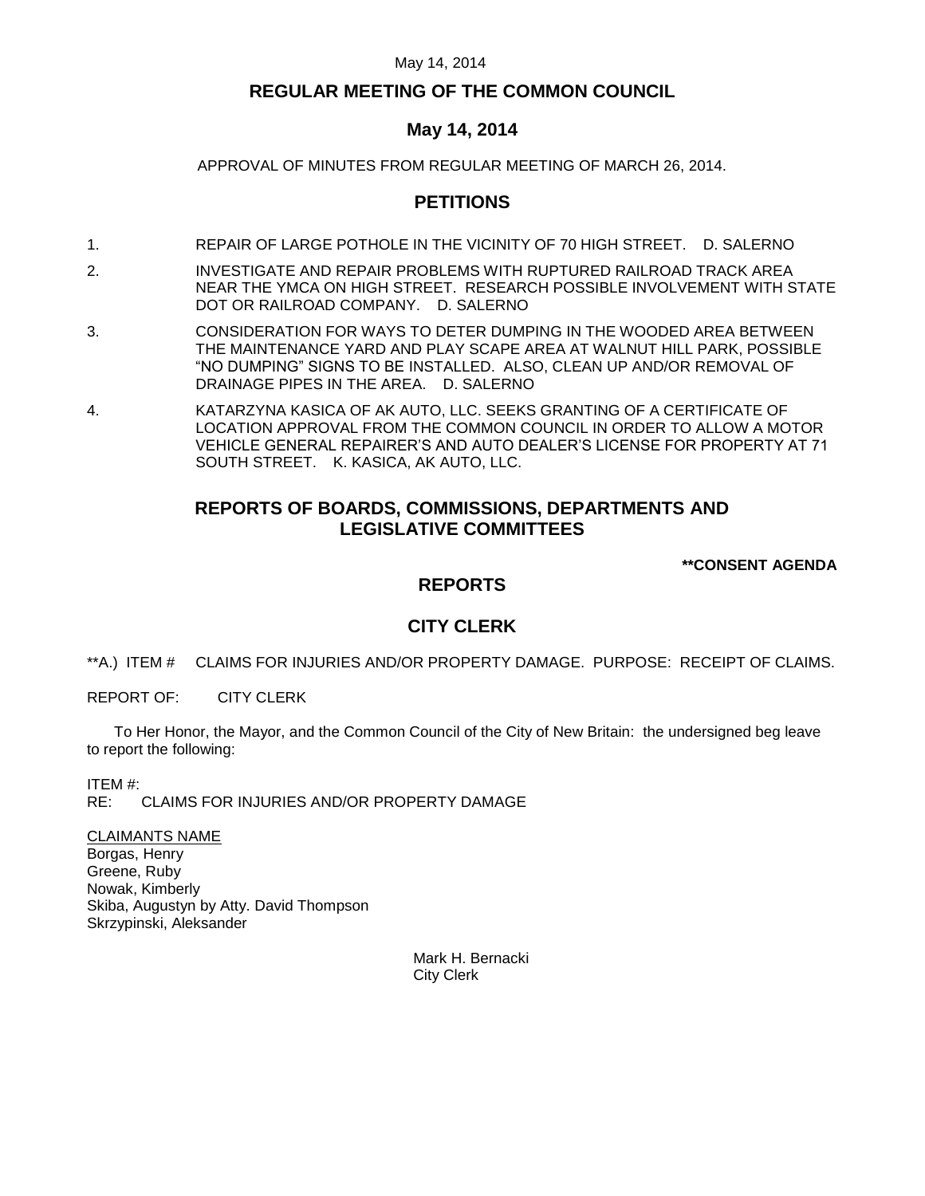# REGULAR MEETING OF THE COMMON COUNCIL

## May 14, 2014

APPROVAL OF MINUTES FROM REGULAR MEETING OF MARCH 26, 2014.

## PETITIONS

1. REPAIR OF LARGE POTHOLE IN THE VICINITY OF 70 HIGH STREET. D. SALERNO

2. INVESTIGATE AND REPAIR PROBLEMS WITH RUPTURED RAILROAD TRACK AREA NEAR THE YMCA ON HIGH STREET. RESEARCH POSSIBLE INVOLVEMENT WITH STATE DOT OR RAILROAD COMPANY. D. SALERNO

3. CONSIDERATION FOR WAYS TO DETER DUMPING IN THE WOODED AREA BETWEEN THE MAINTENANCE YARD AND PLAY SCAPE AREA AT WALNUT HILL PARK, POSSIBLE "NO DUMPING" SIGNS TO BE INSTALLED. ALSO, CLEAN UP AND/OR REMOVAL OF DRAINAGE PIPES IN THE AREA. D. SALERNO

4. KATARZYNA KASICA OF AK AUTO, LLC. SEEKS GRANTING OF A CERTIFICATE OF LOCATION APPROVAL FROM THE COMMON COUNCIL IN ORDER TO ALLOW A MOTOR VEHICLE GENERAL REPAIRER'S AND AUTO DEALER'S LICENSE FOR PROPERTY AT 71 SOUTH STREET. K. KASICA, AK AUTO, LLC.

## REPORTS OF BOARDS, COMMISSIONS, DEPARTMENTS AND LEGISLATIVE COMMITTEES

**\*\*CONSENT AGENDA**

## REPORTS

## CITY CLERK

\*\*A.) ITEM # CLAIMS FOR INJURIES AND/OR PROPERTY DAMAGE. PURPOSE: RECEIPT OF CLAIMS.

REPORT OF: CITY CLERK

To Her Honor, the Mayor, and the Common Council of the City of New Britain: the undersigned beg leave to report the following:

ITEM #:
RE: CLAIMS FOR INJURIES AND/OR PROPERTY DAMAGE

<u>CLAIMANTS NAME</u>
Borgas, Henry
Greene, Ruby
Nowak, Kimberly
Skiba, Augustyn by Atty. David Thompson
Skrzypinski, Aleksander

Mark H. Bernacki
City Clerk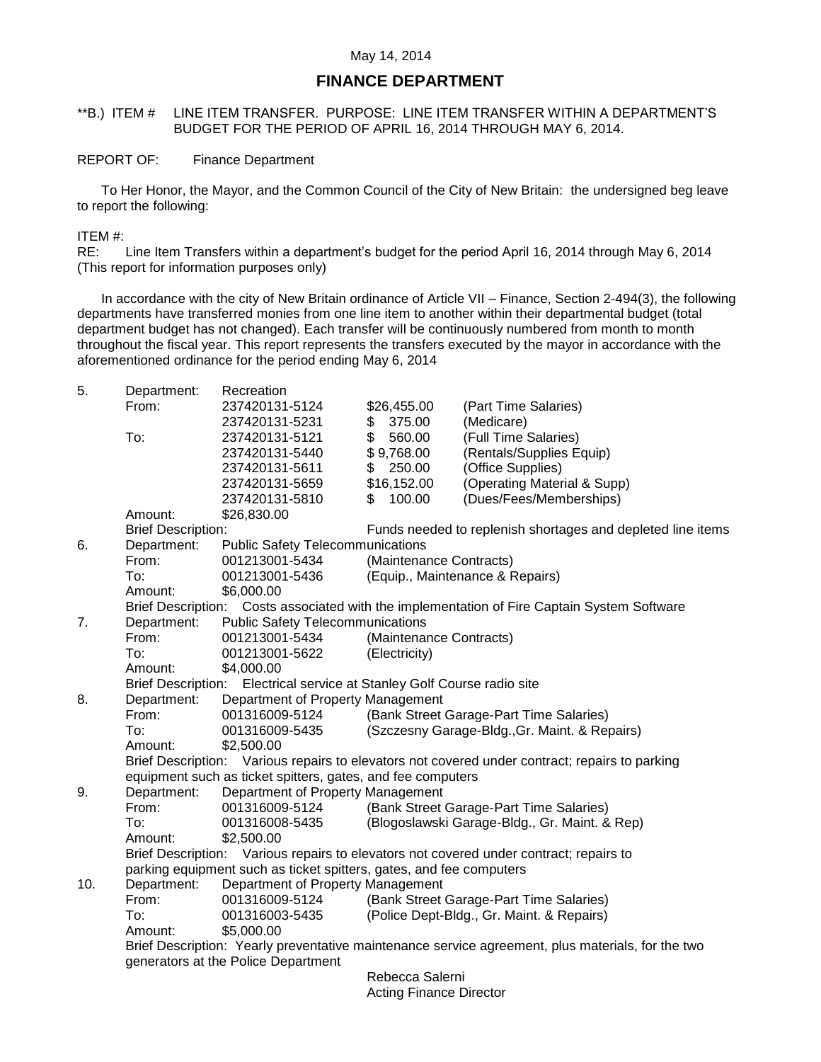May 14, 2014

## FINANCE DEPARTMENT

**B.) ITEM # LINE ITEM TRANSFER. PURPOSE: LINE ITEM TRANSFER WITHIN A DEPARTMENT'S BUDGET FOR THE PERIOD OF APRIL 16, 2014 THROUGH MAY 6, 2014.

REPORT OF: Finance Department

To Her Honor, the Mayor, and the Common Council of the City of New Britain: the undersigned beg leave to report the following:

ITEM #:
RE: Line Item Transfers within a department's budget for the period April 16, 2014 through May 6, 2014 (This report for information purposes only)

In accordance with the city of New Britain ordinance of Article VII – Finance, Section 2-494(3), the following departments have transferred monies from one line item to another within their departmental budget (total department budget has not changed). Each transfer will be continuously numbered from month to month throughout the fiscal year. This report represents the transfers executed by the mayor in accordance with the aforementioned ordinance for the period ending May 6, 2014

5. Department: Recreation

| | Account | Amount | Description |
|---|---|---|---|
| From: | 237420131-5124 | $26,455.00 | (Part Time Salaries) |
| | 237420131-5231 | $ 375.00 | (Medicare) |
| To: | 237420131-5121 | $ 560.00 | (Full Time Salaries) |
| | 237420131-5440 | $ 9,768.00 | (Rentals/Supplies Equip) |
| | 237420131-5611 | $ 250.00 | (Office Supplies) |
| | 237420131-5659 | $16,152.00 | (Operating Material & Supp) |
| | 237420131-5810 | $ 100.00 | (Dues/Fees/Memberships) |

Amount: $26,830.00
Brief Description: Funds needed to replenish shortages and depleted line items

6. Department: Public Safety Telecommunications
From: 001213001-5434 (Maintenance Contracts)
To: 001213001-5436 (Equip., Maintenance & Repairs)
Amount: $6,000.00
Brief Description: Costs associated with the implementation of Fire Captain System Software

7. Department: Public Safety Telecommunications
From: 001213001-5434 (Maintenance Contracts)
To: 001213001-5622 (Electricity)
Amount: $4,000.00
Brief Description: Electrical service at Stanley Golf Course radio site

8. Department: Department of Property Management
From: 001316009-5124 (Bank Street Garage-Part Time Salaries)
To: 001316009-5435 (Szczesny Garage-Bldg.,Gr. Maint. & Repairs)
Amount: $2,500.00
Brief Description: Various repairs to elevators not covered under contract; repairs to parking equipment such as ticket spitters, gates, and fee computers

9. Department: Department of Property Management
From: 001316009-5124 (Bank Street Garage-Part Time Salaries)
To: 001316008-5435 (Blogoslawski Garage-Bldg., Gr. Maint. & Rep)
Amount: $2,500.00
Brief Description: Various repairs to elevators not covered under contract; repairs to parking equipment such as ticket spitters, gates, and fee computers

10. Department: Department of Property Management
From: 001316009-5124 (Bank Street Garage-Part Time Salaries)
To: 001316003-5435 (Police Dept-Bldg., Gr. Maint. & Repairs)
Amount: $5,000.00
Brief Description: Yearly preventative maintenance service agreement, plus materials, for the two generators at the Police Department

Rebecca Salerni
Acting Finance Director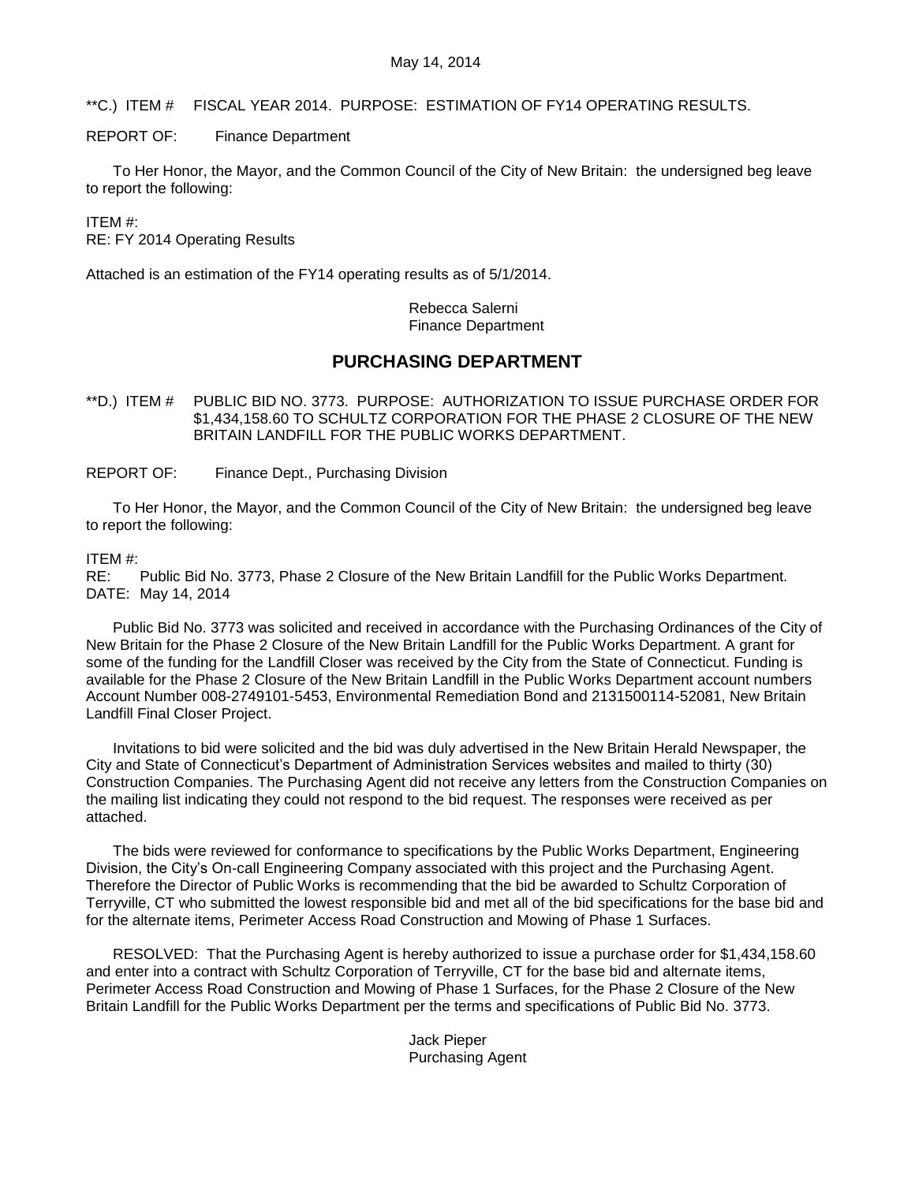**C.) ITEM # FISCAL YEAR 2014. PURPOSE: ESTIMATION OF FY14 OPERATING RESULTS.

REPORT OF: Finance Department

To Her Honor, the Mayor, and the Common Council of the City of New Britain: the undersigned beg leave to report the following:

ITEM #:
RE: FY 2014 Operating Results

Attached is an estimation of the FY14 operating results as of 5/1/2014.

Rebecca Salerni
Finance Department

## PURCHASING DEPARTMENT

**D.) ITEM # PUBLIC BID NO. 3773. PURPOSE: AUTHORIZATION TO ISSUE PURCHASE ORDER FOR $1,434,158.60 TO SCHULTZ CORPORATION FOR THE PHASE 2 CLOSURE OF THE NEW BRITAIN LANDFILL FOR THE PUBLIC WORKS DEPARTMENT.

REPORT OF: Finance Dept., Purchasing Division

To Her Honor, the Mayor, and the Common Council of the City of New Britain: the undersigned beg leave to report the following:

ITEM #:
RE: Public Bid No. 3773, Phase 2 Closure of the New Britain Landfill for the Public Works Department.
DATE: May 14, 2014

Public Bid No. 3773 was solicited and received in accordance with the Purchasing Ordinances of the City of New Britain for the Phase 2 Closure of the New Britain Landfill for the Public Works Department. A grant for some of the funding for the Landfill Closer was received by the City from the State of Connecticut. Funding is available for the Phase 2 Closure of the New Britain Landfill in the Public Works Department account numbers Account Number 008-2749101-5453, Environmental Remediation Bond and 2131500114-52081, New Britain Landfill Final Closer Project.

Invitations to bid were solicited and the bid was duly advertised in the New Britain Herald Newspaper, the City and State of Connecticut's Department of Administration Services websites and mailed to thirty (30) Construction Companies. The Purchasing Agent did not receive any letters from the Construction Companies on the mailing list indicating they could not respond to the bid request. The responses were received as per attached.

The bids were reviewed for conformance to specifications by the Public Works Department, Engineering Division, the City's On-call Engineering Company associated with this project and the Purchasing Agent. Therefore the Director of Public Works is recommending that the bid be awarded to Schultz Corporation of Terryville, CT who submitted the lowest responsible bid and met all of the bid specifications for the base bid and for the alternate items, Perimeter Access Road Construction and Mowing of Phase 1 Surfaces.

RESOLVED: That the Purchasing Agent is hereby authorized to issue a purchase order for $1,434,158.60 and enter into a contract with Schultz Corporation of Terryville, CT for the base bid and alternate items, Perimeter Access Road Construction and Mowing of Phase 1 Surfaces, for the Phase 2 Closure of the New Britain Landfill for the Public Works Department per the terms and specifications of Public Bid No. 3773.

Jack Pieper
Purchasing Agent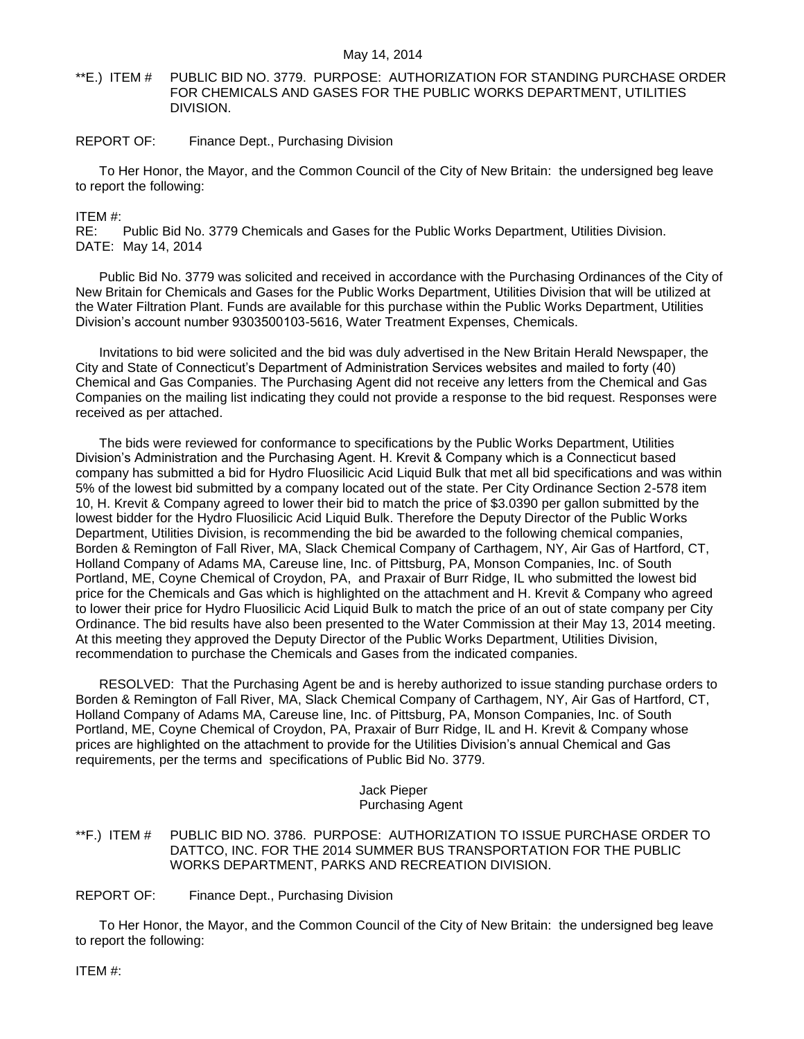**E.) ITEM # PUBLIC BID NO. 3779. PURPOSE: AUTHORIZATION FOR STANDING PURCHASE ORDER FOR CHEMICALS AND GASES FOR THE PUBLIC WORKS DEPARTMENT, UTILITIES DIVISION.

REPORT OF: Finance Dept., Purchasing Division

To Her Honor, the Mayor, and the Common Council of the City of New Britain: the undersigned beg leave to report the following:

ITEM #:
RE: Public Bid No. 3779 Chemicals and Gases for the Public Works Department, Utilities Division.
DATE: May 14, 2014

Public Bid No. 3779 was solicited and received in accordance with the Purchasing Ordinances of the City of New Britain for Chemicals and Gases for the Public Works Department, Utilities Division that will be utilized at the Water Filtration Plant. Funds are available for this purchase within the Public Works Department, Utilities Division's account number 9303500103-5616, Water Treatment Expenses, Chemicals.

Invitations to bid were solicited and the bid was duly advertised in the New Britain Herald Newspaper, the City and State of Connecticut's Department of Administration Services websites and mailed to forty (40) Chemical and Gas Companies. The Purchasing Agent did not receive any letters from the Chemical and Gas Companies on the mailing list indicating they could not provide a response to the bid request. Responses were received as per attached.

The bids were reviewed for conformance to specifications by the Public Works Department, Utilities Division's Administration and the Purchasing Agent. H. Krevit & Company which is a Connecticut based company has submitted a bid for Hydro Fluosilicic Acid Liquid Bulk that met all bid specifications and was within 5% of the lowest bid submitted by a company located out of the state. Per City Ordinance Section 2-578 item 10, H. Krevit & Company agreed to lower their bid to match the price of $3.0390 per gallon submitted by the lowest bidder for the Hydro Fluosilicic Acid Liquid Bulk. Therefore the Deputy Director of the Public Works Department, Utilities Division, is recommending the bid be awarded to the following chemical companies, Borden & Remington of Fall River, MA, Slack Chemical Company of Carthagem, NY, Air Gas of Hartford, CT, Holland Company of Adams MA, Careuse line, Inc. of Pittsburg, PA, Monson Companies, Inc. of South Portland, ME, Coyne Chemical of Croydon, PA, and Praxair of Burr Ridge, IL who submitted the lowest bid price for the Chemicals and Gas which is highlighted on the attachment and H. Krevit & Company who agreed to lower their price for Hydro Fluosilicic Acid Liquid Bulk to match the price of an out of state company per City Ordinance. The bid results have also been presented to the Water Commission at their May 13, 2014 meeting. At this meeting they approved the Deputy Director of the Public Works Department, Utilities Division, recommendation to purchase the Chemicals and Gases from the indicated companies.

RESOLVED: That the Purchasing Agent be and is hereby authorized to issue standing purchase orders to Borden & Remington of Fall River, MA, Slack Chemical Company of Carthagem, NY, Air Gas of Hartford, CT, Holland Company of Adams MA, Careuse line, Inc. of Pittsburg, PA, Monson Companies, Inc. of South Portland, ME, Coyne Chemical of Croydon, PA, Praxair of Burr Ridge, IL and H. Krevit & Company whose prices are highlighted on the attachment to provide for the Utilities Division's annual Chemical and Gas requirements, per the terms and specifications of Public Bid No. 3779.

Jack Pieper
Purchasing Agent

**F.) ITEM # PUBLIC BID NO. 3786. PURPOSE: AUTHORIZATION TO ISSUE PURCHASE ORDER TO DATTCO, INC. FOR THE 2014 SUMMER BUS TRANSPORTATION FOR THE PUBLIC WORKS DEPARTMENT, PARKS AND RECREATION DIVISION.

REPORT OF: Finance Dept., Purchasing Division

To Her Honor, the Mayor, and the Common Council of the City of New Britain: the undersigned beg leave to report the following:

ITEM #: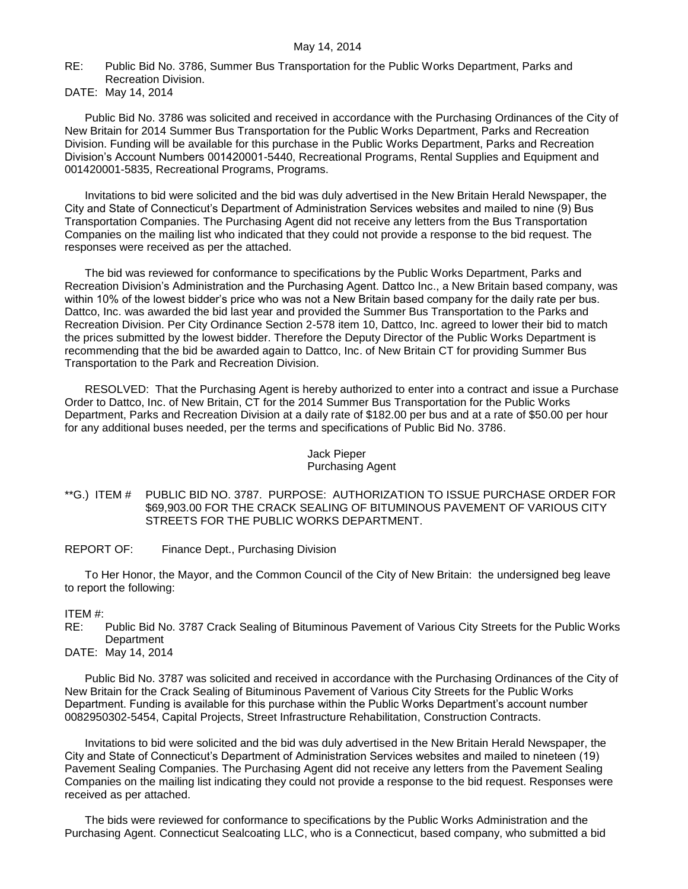RE: Public Bid No. 3786, Summer Bus Transportation for the Public Works Department, Parks and Recreation Division.
DATE: May 14, 2014

Public Bid No. 3786 was solicited and received in accordance with the Purchasing Ordinances of the City of New Britain for 2014 Summer Bus Transportation for the Public Works Department, Parks and Recreation Division. Funding will be available for this purchase in the Public Works Department, Parks and Recreation Division's Account Numbers 001420001-5440, Recreational Programs, Rental Supplies and Equipment and 001420001-5835, Recreational Programs, Programs.

Invitations to bid were solicited and the bid was duly advertised in the New Britain Herald Newspaper, the City and State of Connecticut's Department of Administration Services websites and mailed to nine (9) Bus Transportation Companies. The Purchasing Agent did not receive any letters from the Bus Transportation Companies on the mailing list who indicated that they could not provide a response to the bid request. The responses were received as per the attached.

The bid was reviewed for conformance to specifications by the Public Works Department, Parks and Recreation Division's Administration and the Purchasing Agent. Dattco Inc., a New Britain based company, was within 10% of the lowest bidder's price who was not a New Britain based company for the daily rate per bus. Dattco, Inc. was awarded the bid last year and provided the Summer Bus Transportation to the Parks and Recreation Division. Per City Ordinance Section 2-578 item 10, Dattco, Inc. agreed to lower their bid to match the prices submitted by the lowest bidder. Therefore the Deputy Director of the Public Works Department is recommending that the bid be awarded again to Dattco, Inc. of New Britain CT for providing Summer Bus Transportation to the Park and Recreation Division.

RESOLVED: That the Purchasing Agent is hereby authorized to enter into a contract and issue a Purchase Order to Dattco, Inc. of New Britain, CT for the 2014 Summer Bus Transportation for the Public Works Department, Parks and Recreation Division at a daily rate of $182.00 per bus and at a rate of $50.00 per hour for any additional buses needed, per the terms and specifications of Public Bid No. 3786.

Jack Pieper
Purchasing Agent

**G.) ITEM # PUBLIC BID NO. 3787. PURPOSE: AUTHORIZATION TO ISSUE PURCHASE ORDER FOR $69,903.00 FOR THE CRACK SEALING OF BITUMINOUS PAVEMENT OF VARIOUS CITY STREETS FOR THE PUBLIC WORKS DEPARTMENT.

REPORT OF: Finance Dept., Purchasing Division

To Her Honor, the Mayor, and the Common Council of the City of New Britain: the undersigned beg leave to report the following:

ITEM #:
RE: Public Bid No. 3787 Crack Sealing of Bituminous Pavement of Various City Streets for the Public Works Department
DATE: May 14, 2014

Public Bid No. 3787 was solicited and received in accordance with the Purchasing Ordinances of the City of New Britain for the Crack Sealing of Bituminous Pavement of Various City Streets for the Public Works Department. Funding is available for this purchase within the Public Works Department's account number 0082950302-5454, Capital Projects, Street Infrastructure Rehabilitation, Construction Contracts.

Invitations to bid were solicited and the bid was duly advertised in the New Britain Herald Newspaper, the City and State of Connecticut's Department of Administration Services websites and mailed to nineteen (19) Pavement Sealing Companies. The Purchasing Agent did not receive any letters from the Pavement Sealing Companies on the mailing list indicating they could not provide a response to the bid request. Responses were received as per attached.

The bids were reviewed for conformance to specifications by the Public Works Administration and the Purchasing Agent. Connecticut Sealcoating LLC, who is a Connecticut, based company, who submitted a bid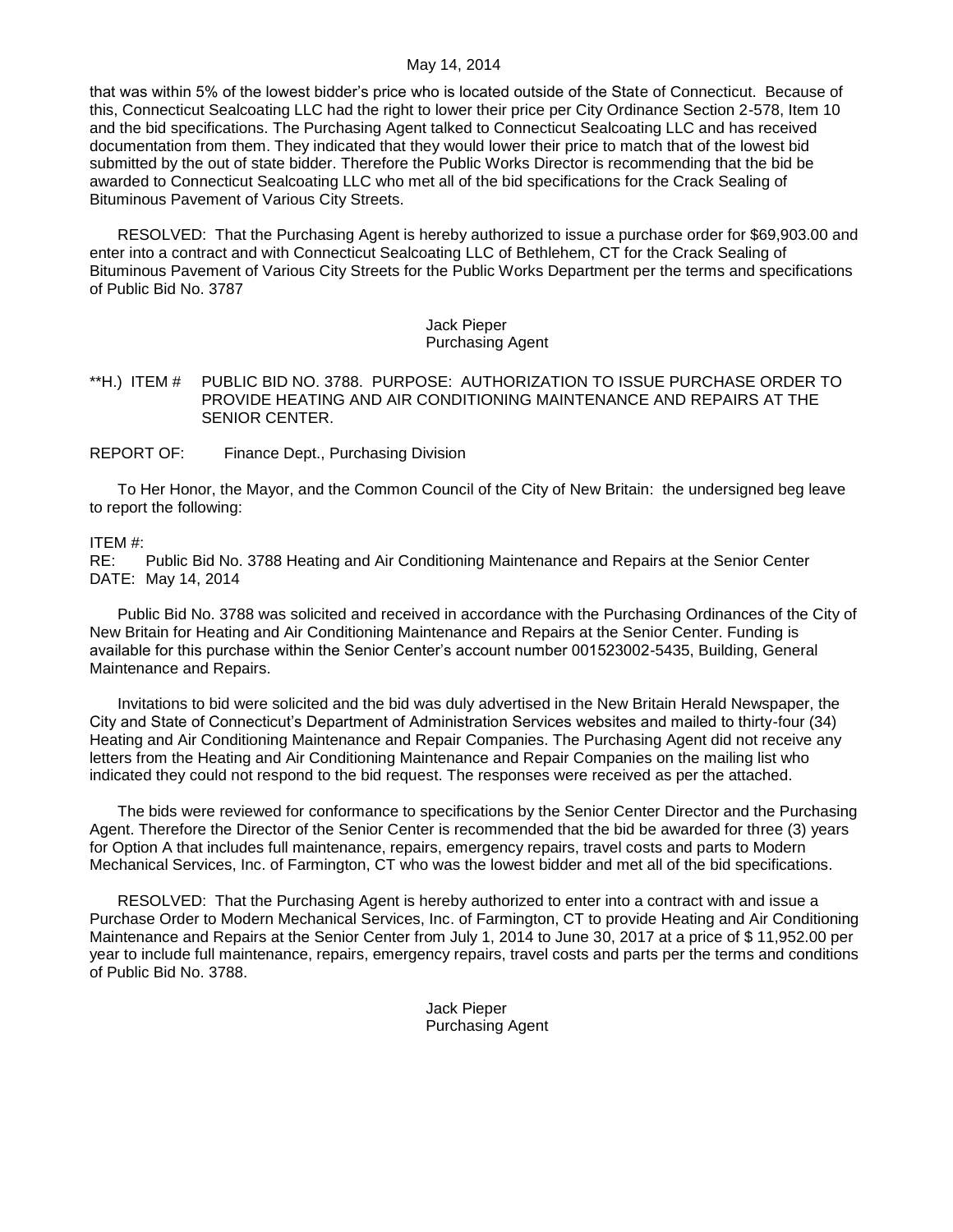that was within 5% of the lowest bidder's price who is located outside of the State of Connecticut. Because of this, Connecticut Sealcoating LLC had the right to lower their price per City Ordinance Section 2-578, Item 10 and the bid specifications. The Purchasing Agent talked to Connecticut Sealcoating LLC and has received documentation from them. They indicated that they would lower their price to match that of the lowest bid submitted by the out of state bidder. Therefore the Public Works Director is recommending that the bid be awarded to Connecticut Sealcoating LLC who met all of the bid specifications for the Crack Sealing of Bituminous Pavement of Various City Streets.

RESOLVED: That the Purchasing Agent is hereby authorized to issue a purchase order for $69,903.00 and enter into a contract and with Connecticut Sealcoating LLC of Bethlehem, CT for the Crack Sealing of Bituminous Pavement of Various City Streets for the Public Works Department per the terms and specifications of Public Bid No. 3787

Jack Pieper
Purchasing Agent

**H.) ITEM # PUBLIC BID NO. 3788. PURPOSE: AUTHORIZATION TO ISSUE PURCHASE ORDER TO PROVIDE HEATING AND AIR CONDITIONING MAINTENANCE AND REPAIRS AT THE SENIOR CENTER.

REPORT OF: Finance Dept., Purchasing Division

To Her Honor, the Mayor, and the Common Council of the City of New Britain: the undersigned beg leave to report the following:

ITEM #:
RE: Public Bid No. 3788 Heating and Air Conditioning Maintenance and Repairs at the Senior Center
DATE: May 14, 2014

Public Bid No. 3788 was solicited and received in accordance with the Purchasing Ordinances of the City of New Britain for Heating and Air Conditioning Maintenance and Repairs at the Senior Center. Funding is available for this purchase within the Senior Center's account number 001523002-5435, Building, General Maintenance and Repairs.

Invitations to bid were solicited and the bid was duly advertised in the New Britain Herald Newspaper, the City and State of Connecticut's Department of Administration Services websites and mailed to thirty-four (34) Heating and Air Conditioning Maintenance and Repair Companies. The Purchasing Agent did not receive any letters from the Heating and Air Conditioning Maintenance and Repair Companies on the mailing list who indicated they could not respond to the bid request. The responses were received as per the attached.

The bids were reviewed for conformance to specifications by the Senior Center Director and the Purchasing Agent. Therefore the Director of the Senior Center is recommended that the bid be awarded for three (3) years for Option A that includes full maintenance, repairs, emergency repairs, travel costs and parts to Modern Mechanical Services, Inc. of Farmington, CT who was the lowest bidder and met all of the bid specifications.

RESOLVED: That the Purchasing Agent is hereby authorized to enter into a contract with and issue a Purchase Order to Modern Mechanical Services, Inc. of Farmington, CT to provide Heating and Air Conditioning Maintenance and Repairs at the Senior Center from July 1, 2014 to June 30, 2017 at a price of $ 11,952.00 per year to include full maintenance, repairs, emergency repairs, travel costs and parts per the terms and conditions of Public Bid No. 3788.

Jack Pieper
Purchasing Agent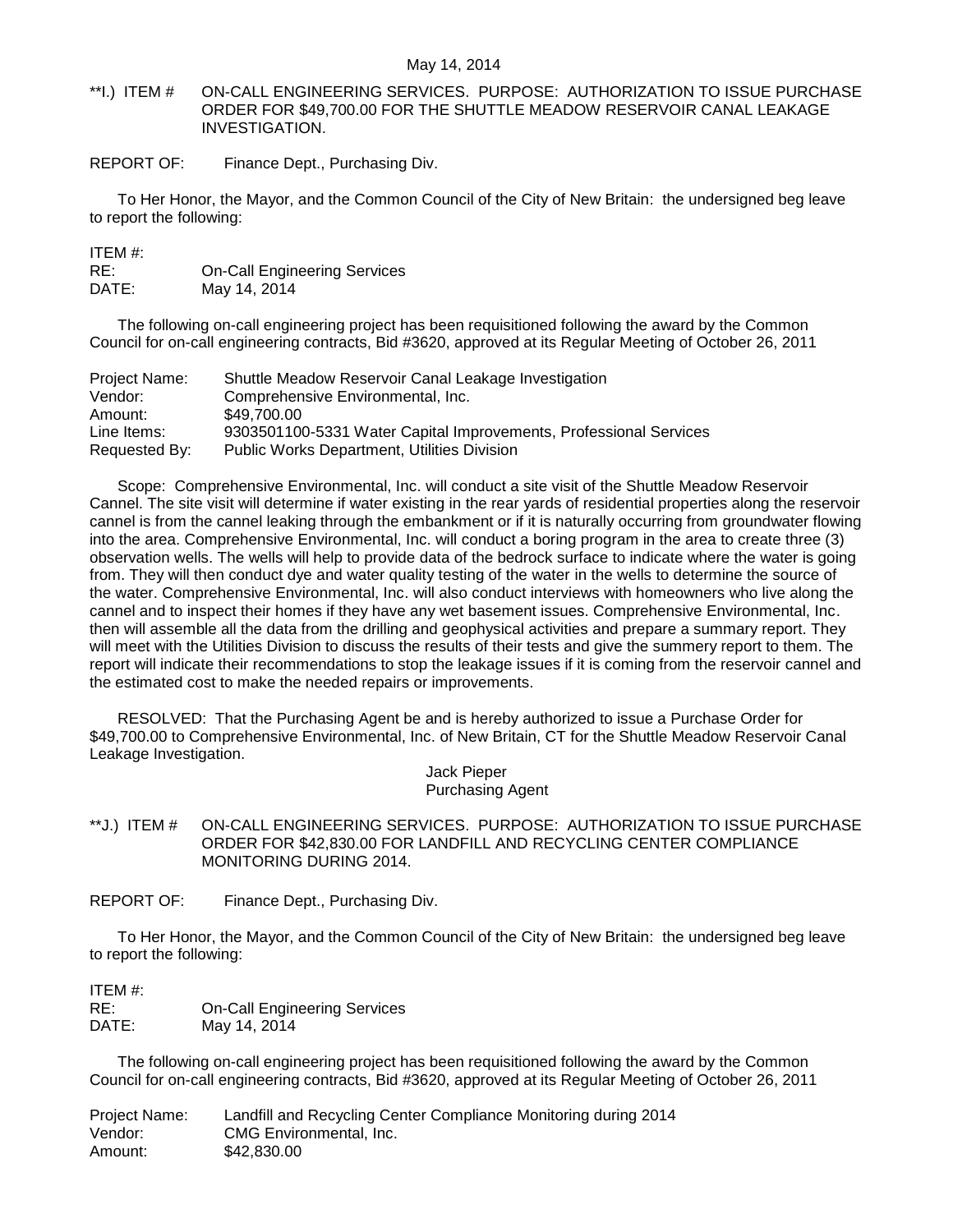May 14, 2014

**I.) ITEM # ON-CALL ENGINEERING SERVICES. PURPOSE: AUTHORIZATION TO ISSUE PURCHASE ORDER FOR $49,700.00 FOR THE SHUTTLE MEADOW RESERVOIR CANAL LEAKAGE INVESTIGATION.

REPORT OF: Finance Dept., Purchasing Div.

To Her Honor, the Mayor, and the Common Council of the City of New Britain: the undersigned beg leave to report the following:

ITEM #:
RE: On-Call Engineering Services
DATE: May 14, 2014

The following on-call engineering project has been requisitioned following the award by the Common Council for on-call engineering contracts, Bid #3620, approved at its Regular Meeting of October 26, 2011

Project Name: Shuttle Meadow Reservoir Canal Leakage Investigation
Vendor: Comprehensive Environmental, Inc.
Amount: $49,700.00
Line Items: 9303501100-5331 Water Capital Improvements, Professional Services
Requested By: Public Works Department, Utilities Division

Scope: Comprehensive Environmental, Inc. will conduct a site visit of the Shuttle Meadow Reservoir Cannel. The site visit will determine if water existing in the rear yards of residential properties along the reservoir cannel is from the cannel leaking through the embankment or if it is naturally occurring from groundwater flowing into the area. Comprehensive Environmental, Inc. will conduct a boring program in the area to create three (3) observation wells. The wells will help to provide data of the bedrock surface to indicate where the water is going from. They will then conduct dye and water quality testing of the water in the wells to determine the source of the water. Comprehensive Environmental, Inc. will also conduct interviews with homeowners who live along the cannel and to inspect their homes if they have any wet basement issues. Comprehensive Environmental, Inc. then will assemble all the data from the drilling and geophysical activities and prepare a summary report. They will meet with the Utilities Division to discuss the results of their tests and give the summery report to them. The report will indicate their recommendations to stop the leakage issues if it is coming from the reservoir cannel and the estimated cost to make the needed repairs or improvements.

RESOLVED: That the Purchasing Agent be and is hereby authorized to issue a Purchase Order for $49,700.00 to Comprehensive Environmental, Inc. of New Britain, CT for the Shuttle Meadow Reservoir Canal Leakage Investigation.

Jack Pieper
Purchasing Agent

**J.) ITEM # ON-CALL ENGINEERING SERVICES. PURPOSE: AUTHORIZATION TO ISSUE PURCHASE ORDER FOR $42,830.00 FOR LANDFILL AND RECYCLING CENTER COMPLIANCE MONITORING DURING 2014.

REPORT OF: Finance Dept., Purchasing Div.

To Her Honor, the Mayor, and the Common Council of the City of New Britain: the undersigned beg leave to report the following:

ITEM #:
RE: On-Call Engineering Services
DATE: May 14, 2014

The following on-call engineering project has been requisitioned following the award by the Common Council for on-call engineering contracts, Bid #3620, approved at its Regular Meeting of October 26, 2011

Project Name: Landfill and Recycling Center Compliance Monitoring during 2014
Vendor: CMG Environmental, Inc.
Amount: $42,830.00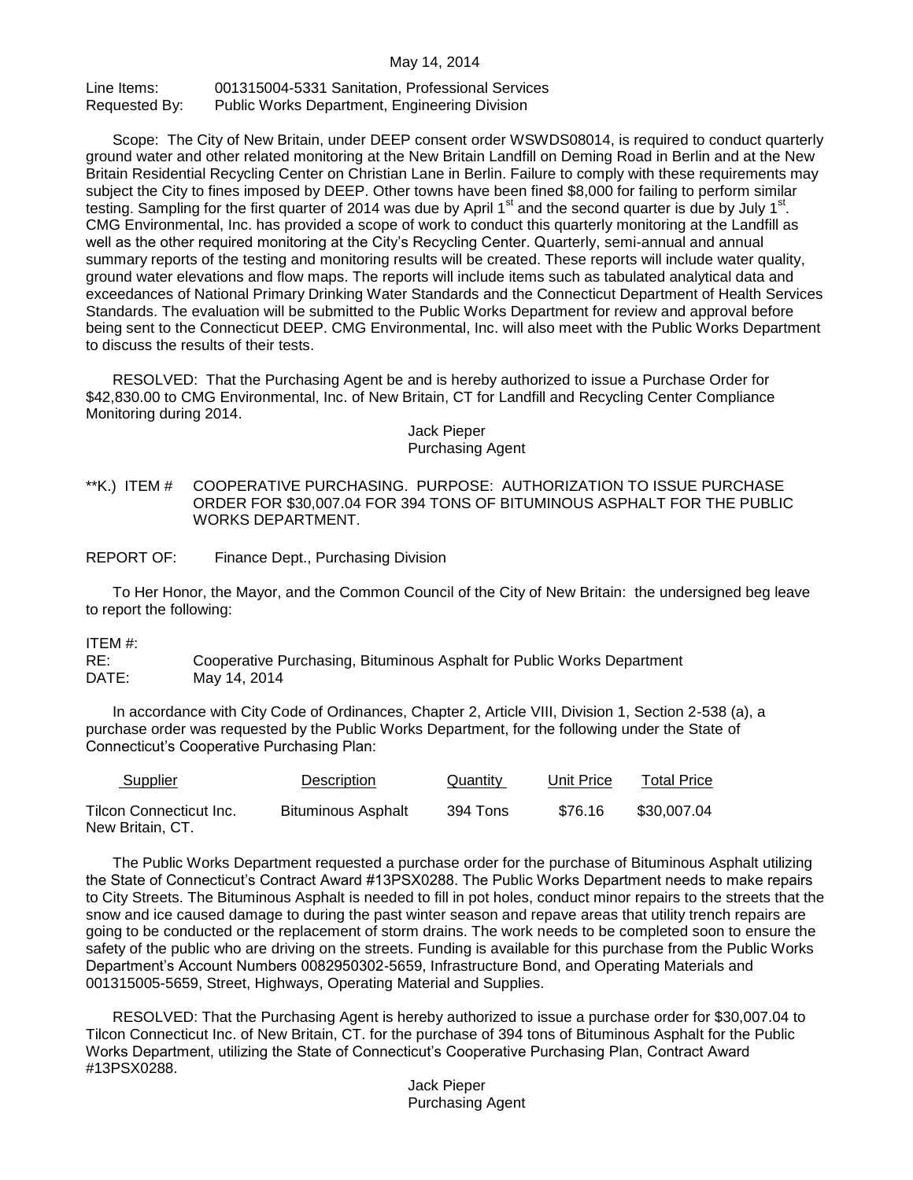May 14, 2014

Line Items: 001315004-5331 Sanitation, Professional Services
Requested By: Public Works Department, Engineering Division

Scope: The City of New Britain, under DEEP consent order WSWDS08014, is required to conduct quarterly ground water and other related monitoring at the New Britain Landfill on Deming Road in Berlin and at the New Britain Residential Recycling Center on Christian Lane in Berlin. Failure to comply with these requirements may subject the City to fines imposed by DEEP. Other towns have been fined $8,000 for failing to perform similar testing. Sampling for the first quarter of 2014 was due by April 1st and the second quarter is due by July 1st. CMG Environmental, Inc. has provided a scope of work to conduct this quarterly monitoring at the Landfill as well as the other required monitoring at the City's Recycling Center. Quarterly, semi-annual and annual summary reports of the testing and monitoring results will be created. These reports will include water quality, ground water elevations and flow maps. The reports will include items such as tabulated analytical data and exceedances of National Primary Drinking Water Standards and the Connecticut Department of Health Services Standards. The evaluation will be submitted to the Public Works Department for review and approval before being sent to the Connecticut DEEP. CMG Environmental, Inc. will also meet with the Public Works Department to discuss the results of their tests.

RESOLVED: That the Purchasing Agent be and is hereby authorized to issue a Purchase Order for $42,830.00 to CMG Environmental, Inc. of New Britain, CT for Landfill and Recycling Center Compliance Monitoring during 2014.

Jack Pieper
Purchasing Agent

**K.) ITEM # COOPERATIVE PURCHASING. PURPOSE: AUTHORIZATION TO ISSUE PURCHASE ORDER FOR $30,007.04 FOR 394 TONS OF BITUMINOUS ASPHALT FOR THE PUBLIC WORKS DEPARTMENT.

REPORT OF: Finance Dept., Purchasing Division

To Her Honor, the Mayor, and the Common Council of the City of New Britain: the undersigned beg leave to report the following:

ITEM #:
RE: Cooperative Purchasing, Bituminous Asphalt for Public Works Department
DATE: May 14, 2014

In accordance with City Code of Ordinances, Chapter 2, Article VIII, Division 1, Section 2-538 (a), a purchase order was requested by the Public Works Department, for the following under the State of Connecticut's Cooperative Purchasing Plan:

| Supplier | Description | Quantity | Unit Price | Total Price |
|---|---|---|---|---|
| Tilcon Connecticut Inc. New Britain, CT. | Bituminous Asphalt | 394 Tons | $76.16 | $30,007.04 |

The Public Works Department requested a purchase order for the purchase of Bituminous Asphalt utilizing the State of Connecticut's Contract Award #13PSX0288. The Public Works Department needs to make repairs to City Streets. The Bituminous Asphalt is needed to fill in pot holes, conduct minor repairs to the streets that the snow and ice caused damage to during the past winter season and repave areas that utility trench repairs are going to be conducted or the replacement of storm drains. The work needs to be completed soon to ensure the safety of the public who are driving on the streets. Funding is available for this purchase from the Public Works Department's Account Numbers 0082950302-5659, Infrastructure Bond, and Operating Materials and 001315005-5659, Street, Highways, Operating Material and Supplies.

RESOLVED: That the Purchasing Agent is hereby authorized to issue a purchase order for $30,007.04 to Tilcon Connecticut Inc. of New Britain, CT. for the purchase of 394 tons of Bituminous Asphalt for the Public Works Department, utilizing the State of Connecticut's Cooperative Purchasing Plan, Contract Award #13PSX0288.

Jack Pieper
Purchasing Agent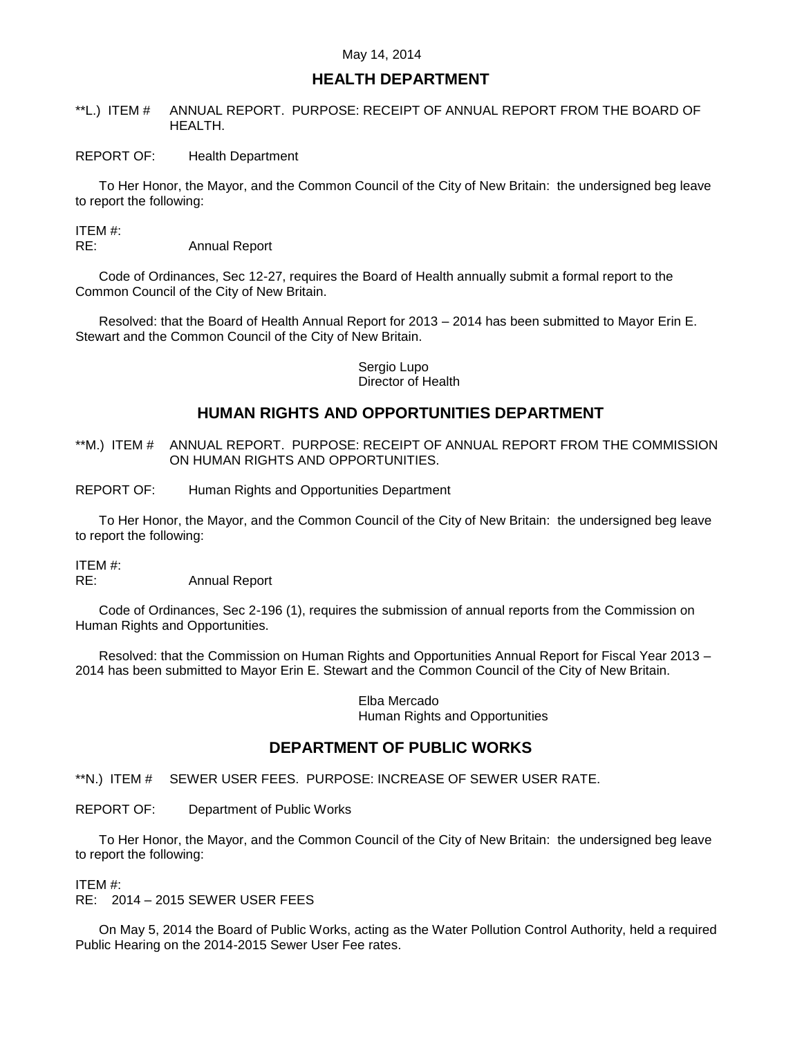May 14, 2014

## HEALTH DEPARTMENT

**L.) ITEM # ANNUAL REPORT. PURPOSE: RECEIPT OF ANNUAL REPORT FROM THE BOARD OF HEALTH.

REPORT OF: Health Department

To Her Honor, the Mayor, and the Common Council of the City of New Britain: the undersigned beg leave to report the following:

ITEM #:
RE: Annual Report

Code of Ordinances, Sec 12-27, requires the Board of Health annually submit a formal report to the Common Council of the City of New Britain.

Resolved: that the Board of Health Annual Report for 2013 – 2014 has been submitted to Mayor Erin E. Stewart and the Common Council of the City of New Britain.

Sergio Lupo
Director of Health

## HUMAN RIGHTS AND OPPORTUNITIES DEPARTMENT

**M.) ITEM # ANNUAL REPORT. PURPOSE: RECEIPT OF ANNUAL REPORT FROM THE COMMISSION ON HUMAN RIGHTS AND OPPORTUNITIES.

REPORT OF: Human Rights and Opportunities Department

To Her Honor, the Mayor, and the Common Council of the City of New Britain: the undersigned beg leave to report the following:

ITEM #:
RE: Annual Report

Code of Ordinances, Sec 2-196 (1), requires the submission of annual reports from the Commission on Human Rights and Opportunities.

Resolved: that the Commission on Human Rights and Opportunities Annual Report for Fiscal Year 2013 – 2014 has been submitted to Mayor Erin E. Stewart and the Common Council of the City of New Britain.

Elba Mercado
Human Rights and Opportunities

## DEPARTMENT OF PUBLIC WORKS

**N.) ITEM # SEWER USER FEES. PURPOSE: INCREASE OF SEWER USER RATE.

REPORT OF: Department of Public Works

To Her Honor, the Mayor, and the Common Council of the City of New Britain: the undersigned beg leave to report the following:

ITEM #:
RE: 2014 – 2015 SEWER USER FEES

On May 5, 2014 the Board of Public Works, acting as the Water Pollution Control Authority, held a required Public Hearing on the 2014-2015 Sewer User Fee rates.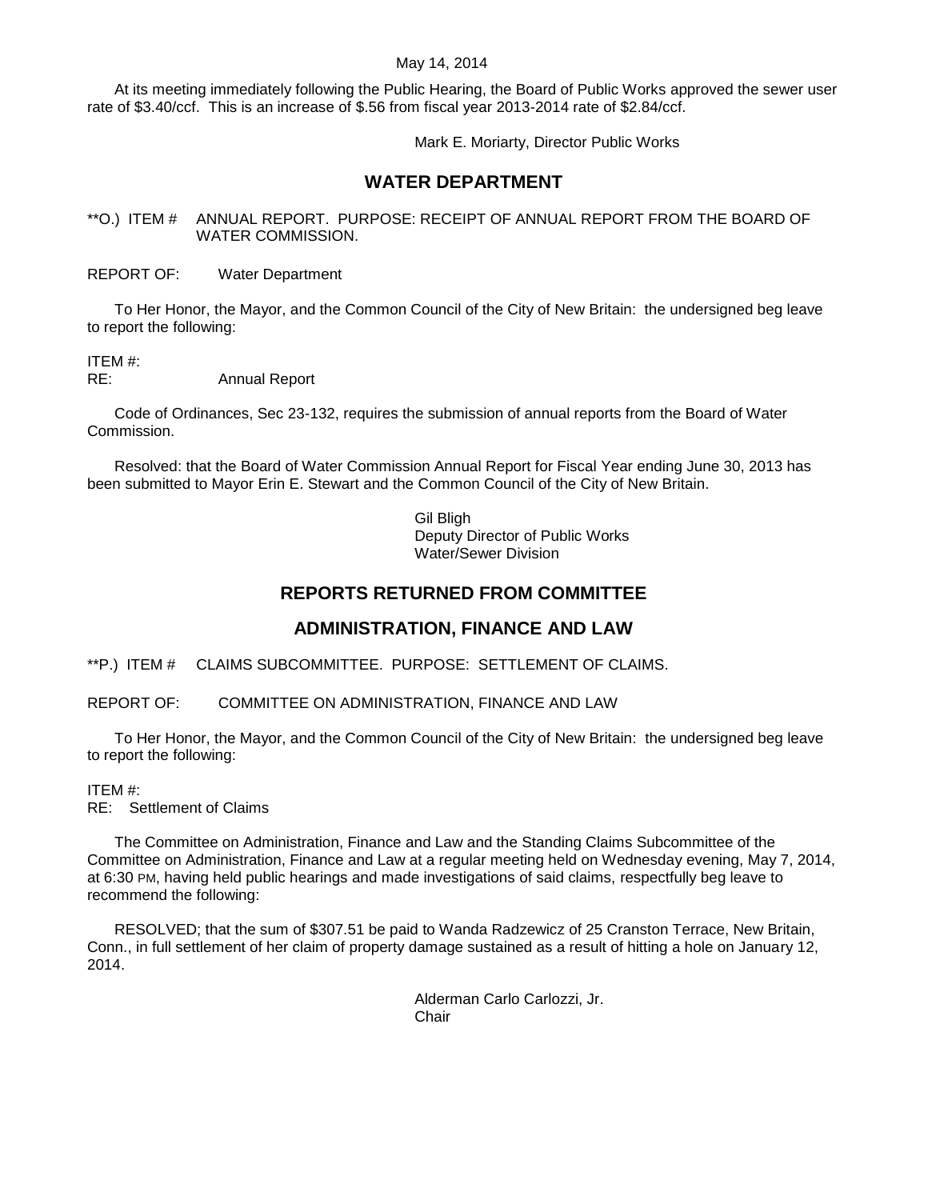May 14, 2014

At its meeting immediately following the Public Hearing, the Board of Public Works approved the sewer user rate of $3.40/ccf. This is an increase of $.56 from fiscal year 2013-2014 rate of $2.84/ccf.

Mark E. Moriarty, Director Public Works

## WATER DEPARTMENT

**O.) ITEM # ANNUAL REPORT. PURPOSE: RECEIPT OF ANNUAL REPORT FROM THE BOARD OF WATER COMMISSION.

REPORT OF: Water Department

To Her Honor, the Mayor, and the Common Council of the City of New Britain: the undersigned beg leave to report the following:

ITEM #:
RE: Annual Report

Code of Ordinances, Sec 23-132, requires the submission of annual reports from the Board of Water Commission.

Resolved: that the Board of Water Commission Annual Report for Fiscal Year ending June 30, 2013 has been submitted to Mayor Erin E. Stewart and the Common Council of the City of New Britain.

Gil Bligh
Deputy Director of Public Works
Water/Sewer Division

## REPORTS RETURNED FROM COMMITTEE

## ADMINISTRATION, FINANCE AND LAW

**P.) ITEM # CLAIMS SUBCOMMITTEE. PURPOSE: SETTLEMENT OF CLAIMS.

REPORT OF: COMMITTEE ON ADMINISTRATION, FINANCE AND LAW

To Her Honor, the Mayor, and the Common Council of the City of New Britain: the undersigned beg leave to report the following:

ITEM #:
RE: Settlement of Claims

The Committee on Administration, Finance and Law and the Standing Claims Subcommittee of the Committee on Administration, Finance and Law at a regular meeting held on Wednesday evening, May 7, 2014, at 6:30 PM, having held public hearings and made investigations of said claims, respectfully beg leave to recommend the following:

RESOLVED; that the sum of $307.51 be paid to Wanda Radzewicz of 25 Cranston Terrace, New Britain, Conn., in full settlement of her claim of property damage sustained as a result of hitting a hole on January 12, 2014.

Alderman Carlo Carlozzi, Jr.
Chair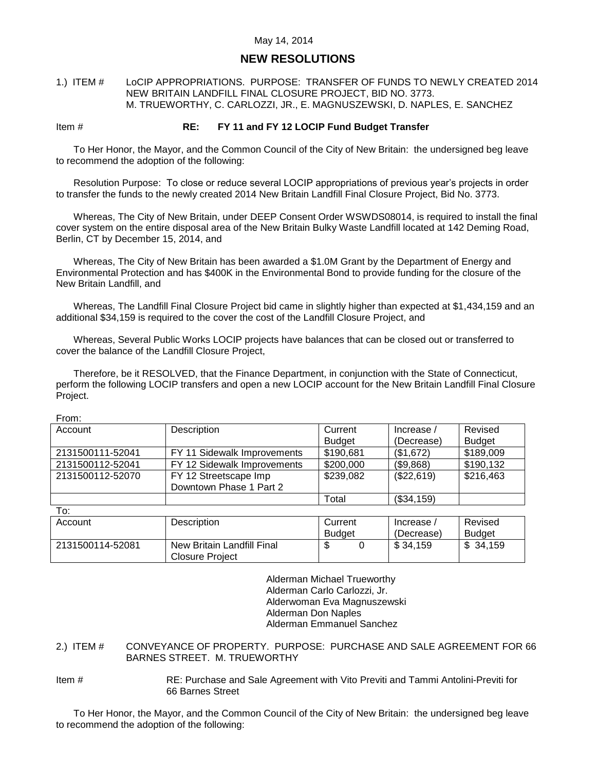May 14, 2014

## NEW RESOLUTIONS

1.) ITEM # LoCIP APPROPRIATIONS. PURPOSE: TRANSFER OF FUNDS TO NEWLY CREATED 2014 NEW BRITAIN LANDFILL FINAL CLOSURE PROJECT, BID NO. 3773.
M. TRUEWORTHY, C. CARLOZZI, JR., E. MAGNUSZEWSKI, D. NAPLES, E. SANCHEZ

Item # **RE: FY 11 and FY 12 LOCIP Fund Budget Transfer**

To Her Honor, the Mayor, and the Common Council of the City of New Britain: the undersigned beg leave to recommend the adoption of the following:

Resolution Purpose: To close or reduce several LOCIP appropriations of previous year's projects in order to transfer the funds to the newly created 2014 New Britain Landfill Final Closure Project, Bid No. 3773.

Whereas, The City of New Britain, under DEEP Consent Order WSWDS08014, is required to install the final cover system on the entire disposal area of the New Britain Bulky Waste Landfill located at 142 Deming Road, Berlin, CT by December 15, 2014, and

Whereas, The City of New Britain has been awarded a $1.0M Grant by the Department of Energy and Environmental Protection and has $400K in the Environmental Bond to provide funding for the closure of the New Britain Landfill, and

Whereas, The Landfill Final Closure Project bid came in slightly higher than expected at $1,434,159 and an additional $34,159 is required to the cover the cost of the Landfill Closure Project, and

Whereas, Several Public Works LOCIP projects have balances that can be closed out or transferred to cover the balance of the Landfill Closure Project,

Therefore, be it RESOLVED, that the Finance Department, in conjunction with the State of Connecticut, perform the following LOCIP transfers and open a new LOCIP account for the New Britain Landfill Final Closure Project.

From:

| Account | Description | Current Budget | Increase / (Decrease) | Revised Budget |
|---|---|---|---|---|
| 2131500111-52041 | FY 11 Sidewalk Improvements | $190,681 | ($1,672) | $189,009 |
| 2131500112-52041 | FY 12 Sidewalk Improvements | $200,000 | ($9,868) | $190,132 |
| 2131500112-52070 | FY 12 Streetscape Imp Downtown Phase 1 Part 2 | $239,082 | ($22,619) | $216,463 |
| | | Total | ($34,159) | |

To:

| Account | Description | Current Budget | Increase / (Decrease) | Revised Budget |
|---|---|---|---|---|
| 2131500114-52081 | New Britain Landfill Final Closure Project | $ 0 | $ 34,159 | $ 34,159 |

Alderman Michael Trueworthy
Alderman Carlo Carlozzi, Jr.
Alderwoman Eva Magnuszewski
Alderman Don Naples
Alderman Emmanuel Sanchez

2.) ITEM # CONVEYANCE OF PROPERTY. PURPOSE: PURCHASE AND SALE AGREEMENT FOR 66 BARNES STREET. M. TRUEWORTHY

Item # RE: Purchase and Sale Agreement with Vito Previti and Tammi Antolini-Previti for 66 Barnes Street

To Her Honor, the Mayor, and the Common Council of the City of New Britain: the undersigned beg leave to recommend the adoption of the following: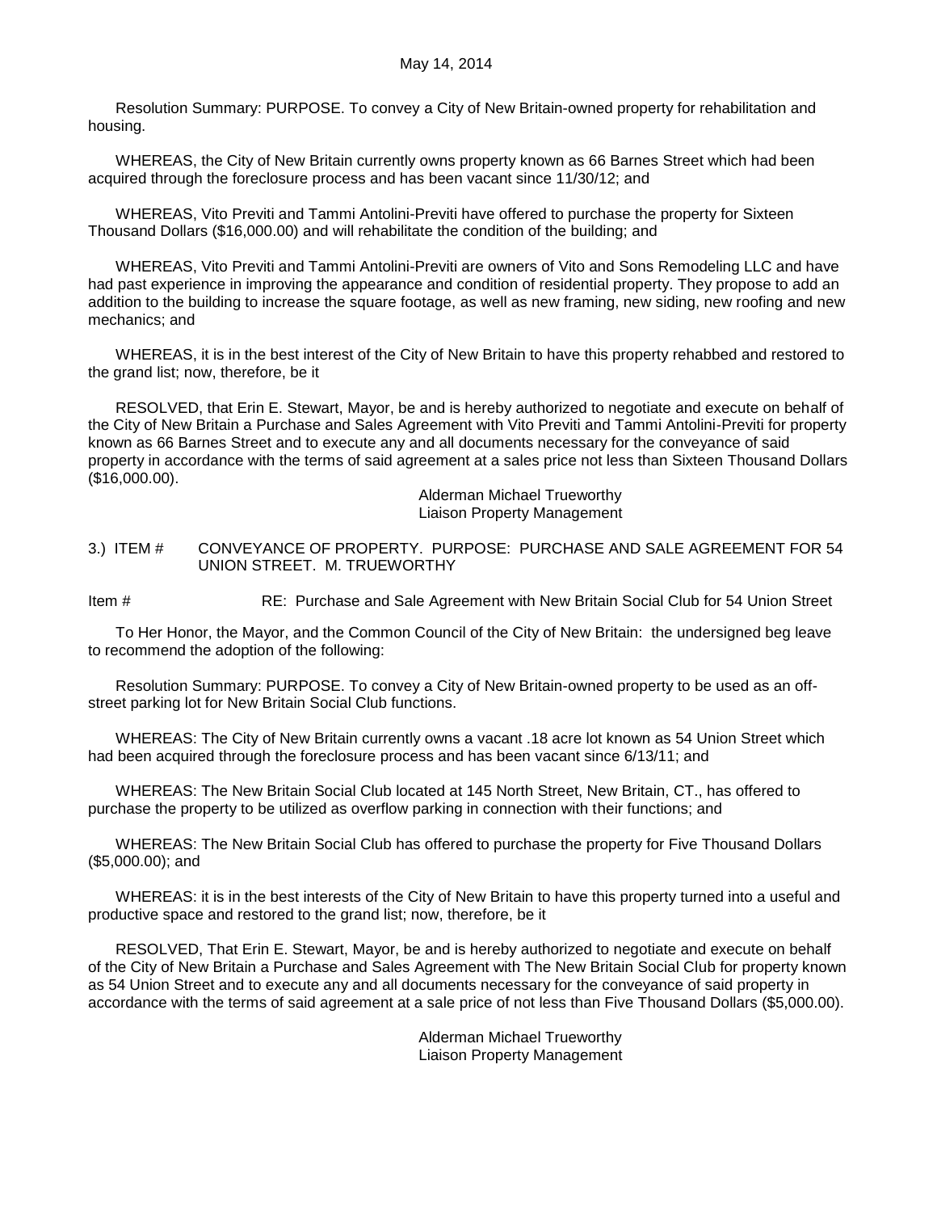May 14, 2014

Resolution Summary: PURPOSE. To convey a City of New Britain-owned property for rehabilitation and housing.

WHEREAS, the City of New Britain currently owns property known as 66 Barnes Street which had been acquired through the foreclosure process and has been vacant since 11/30/12; and

WHEREAS, Vito Previti and Tammi Antolini-Previti have offered to purchase the property for Sixteen Thousand Dollars ($16,000.00) and will rehabilitate the condition of the building; and

WHEREAS, Vito Previti and Tammi Antolini-Previti are owners of Vito and Sons Remodeling LLC and have had past experience in improving the appearance and condition of residential property. They propose to add an addition to the building to increase the square footage, as well as new framing, new siding, new roofing and new mechanics; and

WHEREAS, it is in the best interest of the City of New Britain to have this property rehabbed and restored to the grand list; now, therefore, be it

RESOLVED, that Erin E. Stewart, Mayor, be and is hereby authorized to negotiate and execute on behalf of the City of New Britain a Purchase and Sales Agreement with Vito Previti and Tammi Antolini-Previti for property known as 66 Barnes Street and to execute any and all documents necessary for the conveyance of said property in accordance with the terms of said agreement at a sales price not less than Sixteen Thousand Dollars ($16,000.00).

Alderman Michael Trueworthy
Liaison Property Management

3.) ITEM # CONVEYANCE OF PROPERTY. PURPOSE: PURCHASE AND SALE AGREEMENT FOR 54 UNION STREET. M. TRUEWORTHY

Item # RE: Purchase and Sale Agreement with New Britain Social Club for 54 Union Street

To Her Honor, the Mayor, and the Common Council of the City of New Britain: the undersigned beg leave to recommend the adoption of the following:

Resolution Summary: PURPOSE. To convey a City of New Britain-owned property to be used as an off-street parking lot for New Britain Social Club functions.

WHEREAS: The City of New Britain currently owns a vacant .18 acre lot known as 54 Union Street which had been acquired through the foreclosure process and has been vacant since 6/13/11; and

WHEREAS: The New Britain Social Club located at 145 North Street, New Britain, CT., has offered to purchase the property to be utilized as overflow parking in connection with their functions; and

WHEREAS: The New Britain Social Club has offered to purchase the property for Five Thousand Dollars ($5,000.00); and

WHEREAS: it is in the best interests of the City of New Britain to have this property turned into a useful and productive space and restored to the grand list; now, therefore, be it

RESOLVED, That Erin E. Stewart, Mayor, be and is hereby authorized to negotiate and execute on behalf of the City of New Britain a Purchase and Sales Agreement with The New Britain Social Club for property known as 54 Union Street and to execute any and all documents necessary for the conveyance of said property in accordance with the terms of said agreement at a sale price of not less than Five Thousand Dollars ($5,000.00).

Alderman Michael Trueworthy
Liaison Property Management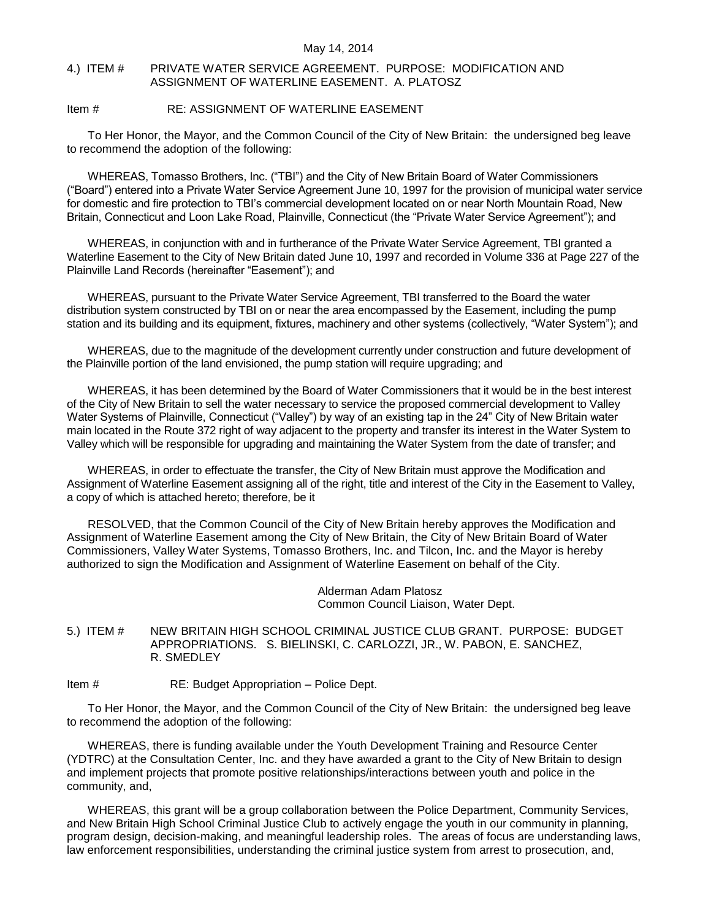May 14, 2014

4.) ITEM # PRIVATE WATER SERVICE AGREEMENT. PURPOSE: MODIFICATION AND ASSIGNMENT OF WATERLINE EASEMENT. A. PLATOSZ

Item # RE: ASSIGNMENT OF WATERLINE EASEMENT

To Her Honor, the Mayor, and the Common Council of the City of New Britain: the undersigned beg leave to recommend the adoption of the following:

WHEREAS, Tomasso Brothers, Inc. ("TBI") and the City of New Britain Board of Water Commissioners ("Board") entered into a Private Water Service Agreement June 10, 1997 for the provision of municipal water service for domestic and fire protection to TBI's commercial development located on or near North Mountain Road, New Britain, Connecticut and Loon Lake Road, Plainville, Connecticut (the "Private Water Service Agreement"); and

WHEREAS, in conjunction with and in furtherance of the Private Water Service Agreement, TBI granted a Waterline Easement to the City of New Britain dated June 10, 1997 and recorded in Volume 336 at Page 227 of the Plainville Land Records (hereinafter "Easement"); and

WHEREAS, pursuant to the Private Water Service Agreement, TBI transferred to the Board the water distribution system constructed by TBI on or near the area encompassed by the Easement, including the pump station and its building and its equipment, fixtures, machinery and other systems (collectively, "Water System"); and

WHEREAS, due to the magnitude of the development currently under construction and future development of the Plainville portion of the land envisioned, the pump station will require upgrading; and

WHEREAS, it has been determined by the Board of Water Commissioners that it would be in the best interest of the City of New Britain to sell the water necessary to service the proposed commercial development to Valley Water Systems of Plainville, Connecticut ("Valley") by way of an existing tap in the 24" City of New Britain water main located in the Route 372 right of way adjacent to the property and transfer its interest in the Water System to Valley which will be responsible for upgrading and maintaining the Water System from the date of transfer; and

WHEREAS, in order to effectuate the transfer, the City of New Britain must approve the Modification and Assignment of Waterline Easement assigning all of the right, title and interest of the City in the Easement to Valley, a copy of which is attached hereto; therefore, be it

RESOLVED, that the Common Council of the City of New Britain hereby approves the Modification and Assignment of Waterline Easement among the City of New Britain, the City of New Britain Board of Water Commissioners, Valley Water Systems, Tomasso Brothers, Inc. and Tilcon, Inc. and the Mayor is hereby authorized to sign the Modification and Assignment of Waterline Easement on behalf of the City.

Alderman Adam Platosz
Common Council Liaison, Water Dept.

5.) ITEM # NEW BRITAIN HIGH SCHOOL CRIMINAL JUSTICE CLUB GRANT. PURPOSE: BUDGET APPROPRIATIONS. S. BIELINSKI, C. CARLOZZI, JR., W. PABON, E. SANCHEZ, R. SMEDLEY

Item # RE: Budget Appropriation – Police Dept.

To Her Honor, the Mayor, and the Common Council of the City of New Britain: the undersigned beg leave to recommend the adoption of the following:

WHEREAS, there is funding available under the Youth Development Training and Resource Center (YDTRC) at the Consultation Center, Inc. and they have awarded a grant to the City of New Britain to design and implement projects that promote positive relationships/interactions between youth and police in the community, and,

WHEREAS, this grant will be a group collaboration between the Police Department, Community Services, and New Britain High School Criminal Justice Club to actively engage the youth in our community in planning, program design, decision-making, and meaningful leadership roles. The areas of focus are understanding laws, law enforcement responsibilities, understanding the criminal justice system from arrest to prosecution, and,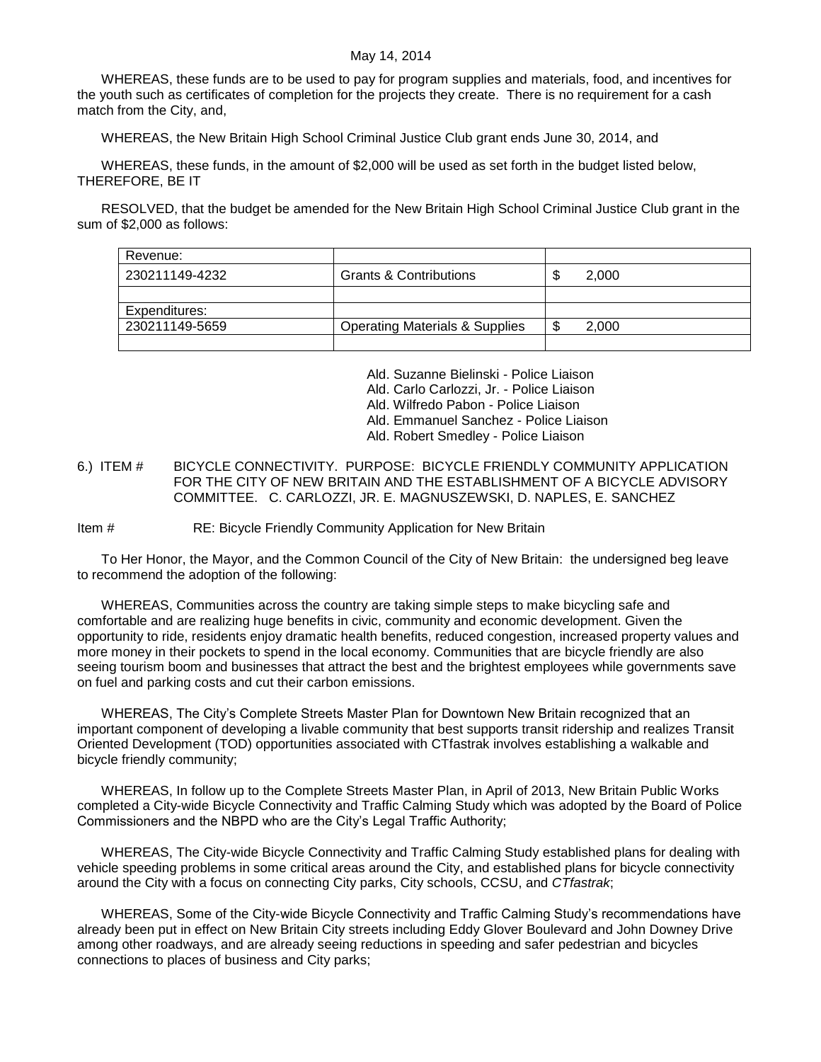May 14, 2014

WHEREAS, these funds are to be used to pay for program supplies and materials, food, and incentives for the youth such as certificates of completion for the projects they create. There is no requirement for a cash match from the City, and,

WHEREAS, the New Britain High School Criminal Justice Club grant ends June 30, 2014, and

WHEREAS, these funds, in the amount of $2,000 will be used as set forth in the budget listed below, THEREFORE, BE IT

RESOLVED, that the budget be amended for the New Britain High School Criminal Justice Club grant in the sum of $2,000 as follows:

| Revenue: | | |
|---|---|---|
| 230211149-4232 | Grants & Contributions | $ 2,000 |
| | | |
| Expenditures: | | |
| 230211149-5659 | Operating Materials & Supplies | $ 2,000 |
| | | |

Ald. Suzanne Bielinski - Police Liaison
Ald. Carlo Carlozzi, Jr. - Police Liaison
Ald. Wilfredo Pabon - Police Liaison
Ald. Emmanuel Sanchez - Police Liaison
Ald. Robert Smedley - Police Liaison

6.) ITEM # BICYCLE CONNECTIVITY. PURPOSE: BICYCLE FRIENDLY COMMUNITY APPLICATION FOR THE CITY OF NEW BRITAIN AND THE ESTABLISHMENT OF A BICYCLE ADVISORY COMMITTEE. C. CARLOZZI, JR. E. MAGNUSZEWSKI, D. NAPLES, E. SANCHEZ

Item # RE: Bicycle Friendly Community Application for New Britain

To Her Honor, the Mayor, and the Common Council of the City of New Britain: the undersigned beg leave to recommend the adoption of the following:

WHEREAS, Communities across the country are taking simple steps to make bicycling safe and comfortable and are realizing huge benefits in civic, community and economic development. Given the opportunity to ride, residents enjoy dramatic health benefits, reduced congestion, increased property values and more money in their pockets to spend in the local economy. Communities that are bicycle friendly are also seeing tourism boom and businesses that attract the best and the brightest employees while governments save on fuel and parking costs and cut their carbon emissions.

WHEREAS, The City's Complete Streets Master Plan for Downtown New Britain recognized that an important component of developing a livable community that best supports transit ridership and realizes Transit Oriented Development (TOD) opportunities associated with CTfastrak involves establishing a walkable and bicycle friendly community;

WHEREAS, In follow up to the Complete Streets Master Plan, in April of 2013, New Britain Public Works completed a City-wide Bicycle Connectivity and Traffic Calming Study which was adopted by the Board of Police Commissioners and the NBPD who are the City's Legal Traffic Authority;

WHEREAS, The City-wide Bicycle Connectivity and Traffic Calming Study established plans for dealing with vehicle speeding problems in some critical areas around the City, and established plans for bicycle connectivity around the City with a focus on connecting City parks, City schools, CCSU, and *CTfastrak*;

WHEREAS, Some of the City-wide Bicycle Connectivity and Traffic Calming Study's recommendations have already been put in effect on New Britain City streets including Eddy Glover Boulevard and John Downey Drive among other roadways, and are already seeing reductions in speeding and safer pedestrian and bicycles connections to places of business and City parks;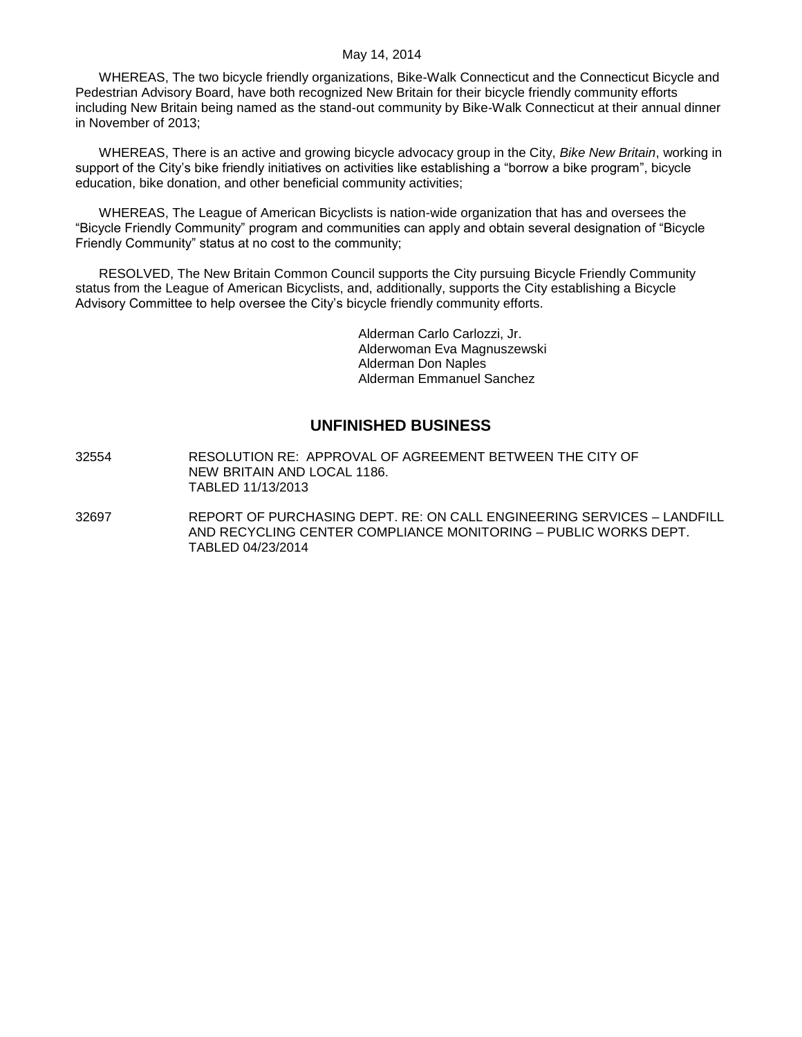WHEREAS, The two bicycle friendly organizations, Bike-Walk Connecticut and the Connecticut Bicycle and Pedestrian Advisory Board, have both recognized New Britain for their bicycle friendly community efforts including New Britain being named as the stand-out community by Bike-Walk Connecticut at their annual dinner in November of 2013;

WHEREAS, There is an active and growing bicycle advocacy group in the City, *Bike New Britain*, working in support of the City's bike friendly initiatives on activities like establishing a "borrow a bike program", bicycle education, bike donation, and other beneficial community activities;

WHEREAS, The League of American Bicyclists is nation-wide organization that has and oversees the "Bicycle Friendly Community" program and communities can apply and obtain several designation of "Bicycle Friendly Community" status at no cost to the community;

RESOLVED, The New Britain Common Council supports the City pursuing Bicycle Friendly Community status from the League of American Bicyclists, and, additionally, supports the City establishing a Bicycle Advisory Committee to help oversee the City's bicycle friendly community efforts.

Alderman Carlo Carlozzi, Jr.
Alderwoman Eva Magnuszewski
Alderman Don Naples
Alderman Emmanuel Sanchez

## UNFINISHED BUSINESS

32554 RESOLUTION RE: APPROVAL OF AGREEMENT BETWEEN THE CITY OF NEW BRITAIN AND LOCAL 1186.
TABLED 11/13/2013

32697 REPORT OF PURCHASING DEPT. RE: ON CALL ENGINEERING SERVICES – LANDFILL AND RECYCLING CENTER COMPLIANCE MONITORING – PUBLIC WORKS DEPT.
TABLED 04/23/2014